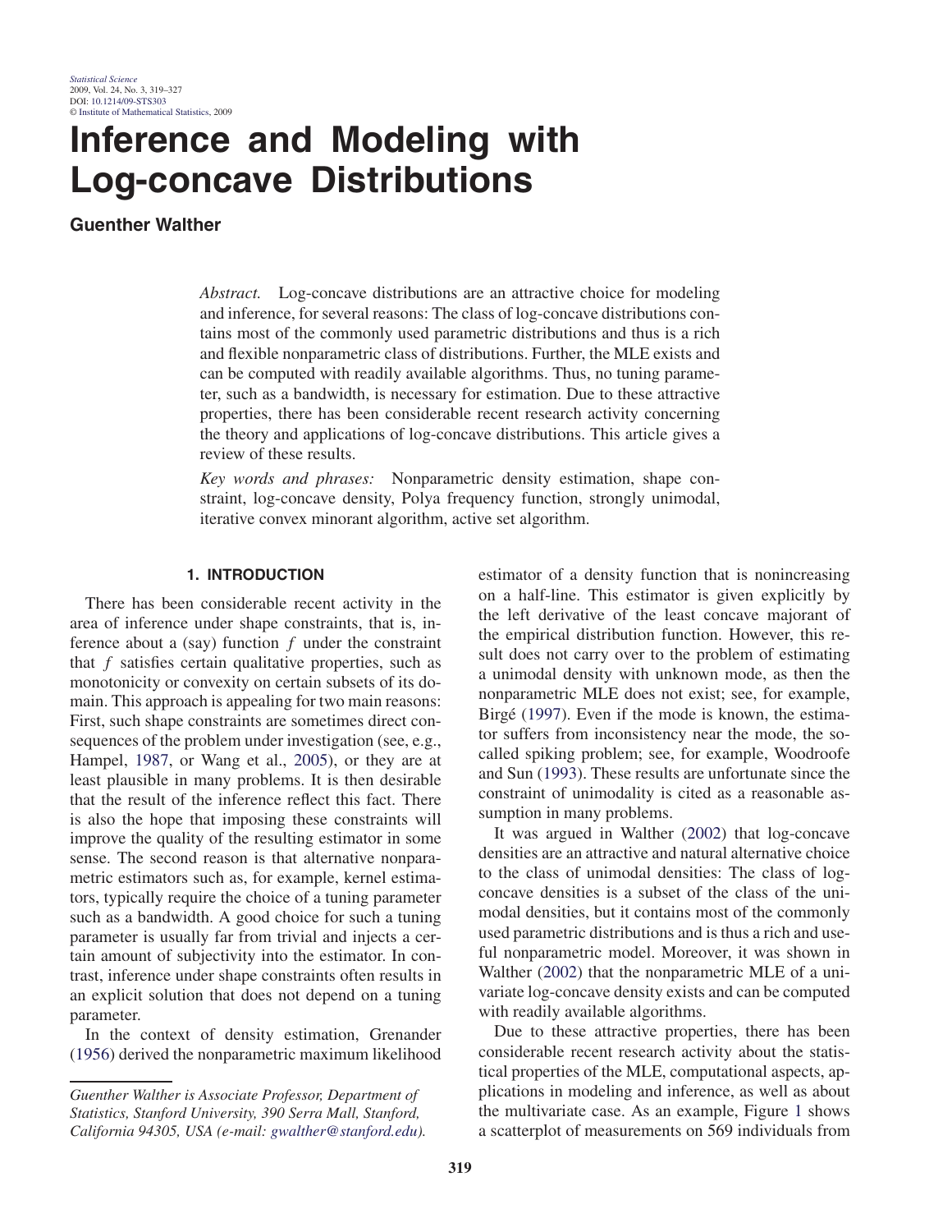# Inference and Modeling with Log-concave Distributions

**Guenther Walther**

*Abstract.* Log-concave distributions are an attractive choice for modeling and inference, for several reasons: The class of log-concave distributions contains most of the commonly used parametric distributions and thus is a rich and flexible nonparametric class of distributions. Further, the MLE exists and can be computed with readily available algorithms. Thus, no tuning parameter, such as a bandwidth, is necessary for estimation. Due to these attractive properties, there has been considerable recent research activity concerning the theory and applications of log-concave distributions. This article gives a review of these results.

*Key words and phrases:* Nonparametric density estimation, shape constraint, log-concave density, Polya frequency function, strongly unimodal, iterative convex minorant algorithm, active set algorithm.

## 1. INTRODUCTION

There has been considerable recent activity in the area of inference under shape constraints, that is, inference about a (say) function $f$ under the constraint that $f$ satisfies certain qualitative properties, such as monotonicity or convexity on certain subsets of its domain. This approach is appealing for two main reasons: First, such shape constraints are sometimes direct consequences of the problem under investigation (see, e.g., Hampel, 1987, or Wang et al., 2005), or they are at least plausible in many problems. It is then desirable that the result of the inference reflect this fact. There is also the hope that imposing these constraints will improve the quality of the resulting estimator in some sense. The second reason is that alternative nonparametric estimators such as, for example, kernel estimators, typically require the choice of a tuning parameter such as a bandwidth. A good choice for such a tuning parameter is usually far from trivial and injects a certain amount of subjectivity into the estimator. In contrast, inference under shape constraints often results in an explicit solution that does not depend on a tuning parameter.

In the context of density estimation, Grenander (1956) derived the nonparametric maximum likelihood estimator of a density function that is nonincreasing on a half-line. This estimator is given explicitly by the left derivative of the least concave majorant of the empirical distribution function. However, this result does not carry over to the problem of estimating a unimodal density with unknown mode, as then the nonparametric MLE does not exist; see, for example, Birgé (1997). Even if the mode is known, the estimator suffers from inconsistency near the mode, the so-called spiking problem; see, for example, Woodroofe and Sun (1993). These results are unfortunate since the constraint of unimodality is cited as a reasonable assumption in many problems.

It was argued in Walther (2002) that log-concave densities are an attractive and natural alternative choice to the class of unimodal densities: The class of log-concave densities is a subset of the class of the unimodal densities, but it contains most of the commonly used parametric distributions and is thus a rich and useful nonparametric model. Moreover, it was shown in Walther (2002) that the nonparametric MLE of a univariate log-concave density exists and can be computed with readily available algorithms.

Due to these attractive properties, there has been considerable recent research activity about the statistical properties of the MLE, computational aspects, applications in modeling and inference, as well as about the multivariate case. As an example, Figure 1 shows a scatterplot of measurements on 569 individuals from

*Guenther Walther is Associate Professor, Department of Statistics, Stanford University, 390 Serra Mall, Stanford, California 94305, USA (e-mail: gwalther@stanford.edu).*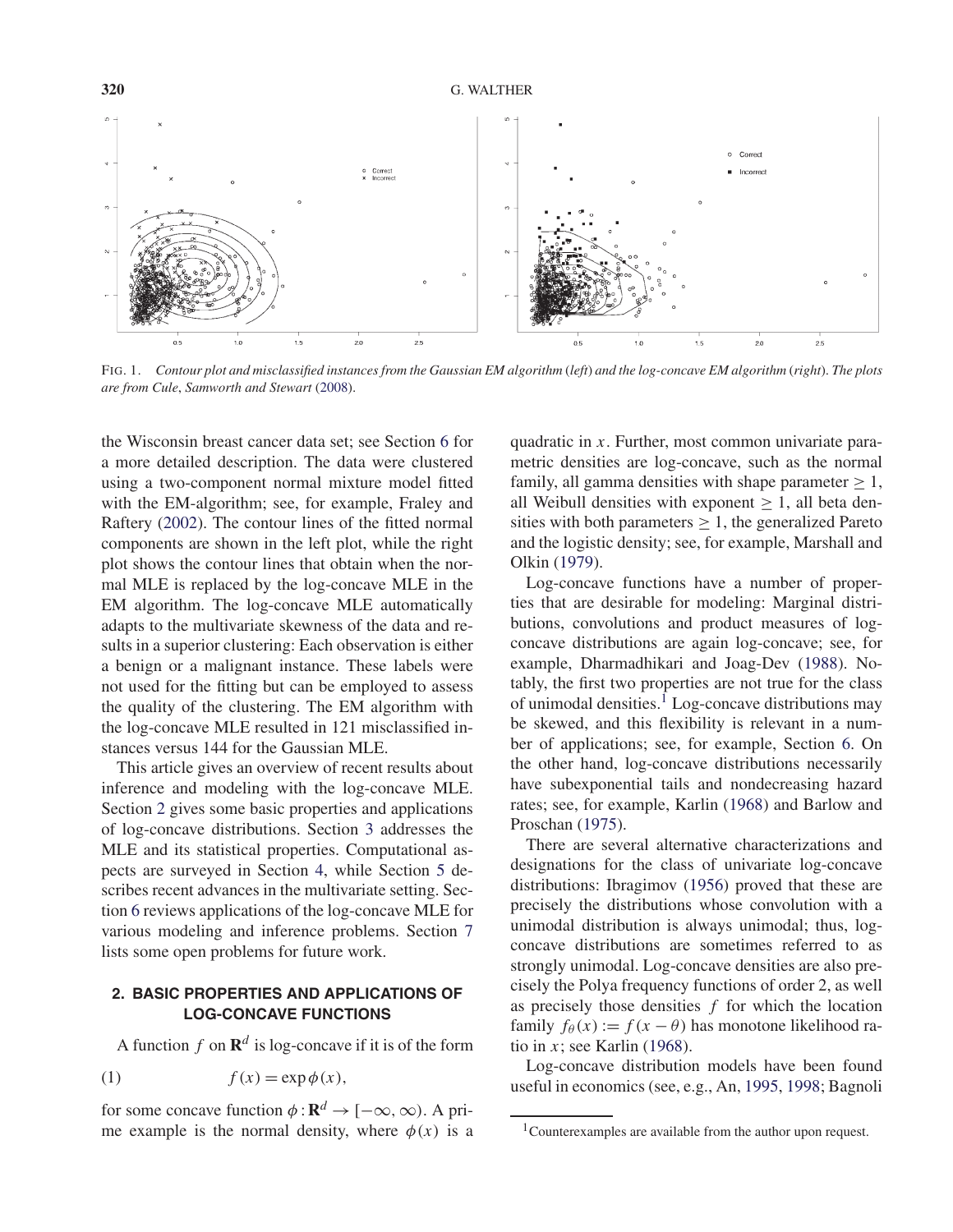FIG. 1. *Contour plot and misclassified instances from the Gaussian EM algorithm* (*left*) *and the log-concave EM algorithm* (*right*). *The plots are from Cule, Samworth and Stewart* (2008).

the Wisconsin breast cancer data set; see Section 6 for a more detailed description. The data were clustered using a two-component normal mixture model fitted with the EM-algorithm; see, for example, Fraley and Raftery (2002). The contour lines of the fitted normal components are shown in the left plot, while the right plot shows the contour lines that obtain when the normal MLE is replaced by the log-concave MLE in the EM algorithm. The log-concave MLE automatically adapts to the multivariate skewness of the data and results in a superior clustering: Each observation is either a benign or a malignant instance. These labels were not used for the fitting but can be employed to assess the quality of the clustering. The EM algorithm with the log-concave MLE resulted in 121 misclassified instances versus 144 for the Gaussian MLE.

This article gives an overview of recent results about inference and modeling with the log-concave MLE. Section 2 gives some basic properties and applications of log-concave distributions. Section 3 addresses the MLE and its statistical properties. Computational aspects are surveyed in Section 4, while Section 5 describes recent advances in the multivariate setting. Section 6 reviews applications of the log-concave MLE for various modeling and inference problems. Section 7 lists some open problems for future work.

## 2. BASIC PROPERTIES AND APPLICATIONS OF LOG-CONCAVE FUNCTIONS

A function $f$ on $\mathbf{R}^d$ is log-concave if it is of the form

$$f(x) = \exp \phi(x), \tag{1}$$

for some concave function $\phi : \mathbf{R}^d \to [-\infty, \infty)$. A prime example is the normal density, where $\phi(x)$ is a quadratic in $x$. Further, most common univariate parametric densities are log-concave, such as the normal family, all gamma densities with shape parameter $\geq 1$, all Weibull densities with exponent $\geq 1$, all beta densities with both parameters $\geq 1$, the generalized Pareto and the logistic density; see, for example, Marshall and Olkin (1979).

Log-concave functions have a number of properties that are desirable for modeling: Marginal distributions, convolutions and product measures of log-concave distributions are again log-concave; see, for example, Dharmadhikari and Joag-Dev (1988). Notably, the first two properties are not true for the class of unimodal densities.[1] Log-concave distributions may be skewed, and this flexibility is relevant in a number of applications; see, for example, Section 6. On the other hand, log-concave distributions necessarily have subexponential tails and nondecreasing hazard rates; see, for example, Karlin (1968) and Barlow and Proschan (1975).

There are several alternative characterizations and designations for the class of univariate log-concave distributions: Ibragimov (1956) proved that these are precisely the distributions whose convolution with a unimodal distribution is always unimodal; thus, log-concave distributions are sometimes referred to as strongly unimodal. Log-concave densities are also precisely the Polya frequency functions of order 2, as well as precisely those densities $f$ for which the location family $f_\theta(x) := f(x - \theta)$ has monotone likelihood ratio in $x$; see Karlin (1968).

Log-concave distribution models have been found useful in economics (see, e.g., An, 1995, 1998; Bagnoli

[1] Counterexamples are available from the author upon request.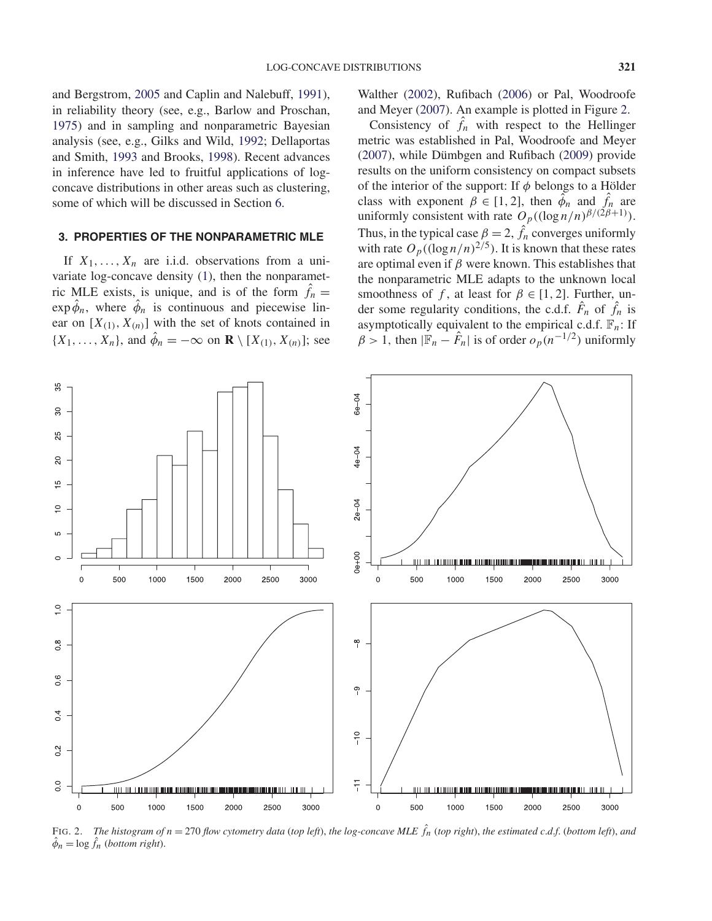and Bergstrom, 2005 and Caplin and Nalebuff, 1991), in reliability theory (see, e.g., Barlow and Proschan, 1975) and in sampling and nonparametric Bayesian analysis (see, e.g., Gilks and Wild, 1992; Dellaportas and Smith, 1993 and Brooks, 1998). Recent advances in inference have led to fruitful applications of log-concave distributions in other areas such as clustering, some of which will be discussed in Section 6.

## 3. PROPERTIES OF THE NONPARAMETRIC MLE

If $X_1, \ldots, X_n$ are i.i.d. observations from a univariate log-concave density (1), then the nonparametric MLE exists, is unique, and is of the form $\hat{f}_n = \exp \hat{\phi}_n$, where $\hat{\phi}_n$ is continuous and piecewise linear on $[X_{(1)}, X_{(n)}]$ with the set of knots contained in $\{X_1, \ldots, X_n\}$, and $\hat{\phi}_n = -\infty$ on $\mathbf{R} \setminus [X_{(1)}, X_{(n)}]$; see Walther (2002), Rufibach (2006) or Pal, Woodroofe and Meyer (2007). An example is plotted in Figure 2.

Consistency of $\hat{f}_n$ with respect to the Hellinger metric was established in Pal, Woodroofe and Meyer (2007), while Dümbgen and Rufibach (2009) provide results on the uniform consistency on compact subsets of the interior of the support: If $\phi$ belongs to a Hölder class with exponent $\beta \in [1, 2]$, then $\hat{\phi}_n$ and $\hat{f}_n$ are uniformly consistent with rate $O_p((\log n/n)^{\beta/(2\beta+1)})$. Thus, in the typical case $\beta = 2$, $\hat{f}_n$ converges uniformly with rate $O_p((\log n/n)^{2/5})$. It is known that these rates are optimal even if $\beta$ were known. This establishes that the nonparametric MLE adapts to the unknown local smoothness of $f$, at least for $\beta \in [1, 2]$. Further, under some regularity conditions, the c.d.f. $\hat{F}_n$ of $\hat{f}_n$ is asymptotically equivalent to the empirical c.d.f. $\mathbb{F}_n$: If $\beta > 1$, then $|\mathbb{F}_n - \hat{F}_n|$ is of order $o_p(n^{-1/2})$ uniformly

FIG. 2. *The histogram of $n = 270$ flow cytometry data (top left), the log-concave MLE $\hat{f}_n$ (top right), the estimated c.d.f. (bottom left), and $\hat{\phi}_n = \log \hat{f}_n$ (bottom right).*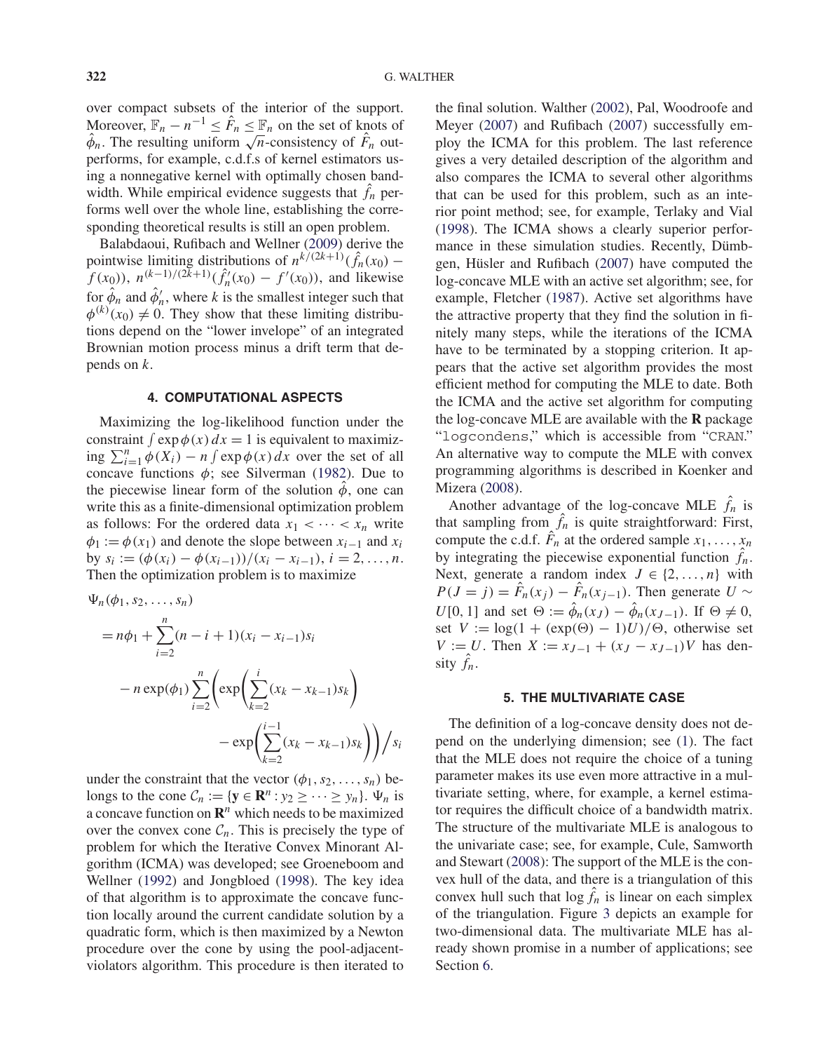over compact subsets of the interior of the support. Moreover, $\mathbb{F}_n - n^{-1} \leq \hat{F}_n \leq \mathbb{F}_n$ on the set of knots of $\hat{\phi}_n$. The resulting uniform $\sqrt{n}$-consistency of $\hat{F}_n$ outperforms, for example, c.d.f.s of kernel estimators using a nonnegative kernel with optimally chosen bandwidth. While empirical evidence suggests that $\hat{f}_n$ performs well over the whole line, establishing the corresponding theoretical results is still an open problem.

Balabdaoui, Rufibach and Wellner (2009) derive the pointwise limiting distributions of $n^{k/(2k+1)}(\hat{f}_n(x_0) - f(x_0))$, $n^{(k-1)/(2k+1)}(\hat{f}_n'(x_0) - f'(x_0))$, and likewise for $\hat{\phi}_n$ and $\hat{\phi}_n'$, where $k$ is the smallest integer such that $\phi^{(k)}(x_0) \neq 0$. They show that these limiting distributions depend on the "lower invelope" of an integrated Brownian motion process minus a drift term that depends on $k$.

## 4. COMPUTATIONAL ASPECTS

Maximizing the log-likelihood function under the constraint $\int \exp \phi(x)\, dx = 1$ is equivalent to maximizing $\sum_{i=1}^{n} \phi(X_i) - n \int \exp \phi(x)\, dx$ over the set of all concave functions $\phi$; see Silverman (1982). Due to the piecewise linear form of the solution $\hat{\phi}$, one can write this as a finite-dimensional optimization problem as follows: For the ordered data $x_1 < \cdots < x_n$ write $\phi_1 := \phi(x_1)$ and denote the slope between $x_{i-1}$ and $x_i$ by $s_i := (\phi(x_i) - \phi(x_{i-1}))/(x_i - x_{i-1})$, $i = 2, \ldots, n$. Then the optimization problem is to maximize

$$
\begin{aligned}
\Psi_n(\phi_1, s_2, \ldots, s_n) &= n\phi_1 + \sum_{i=2}^{n} (n - i + 1)(x_i - x_{i-1}) s_i \\
&\quad - n \exp(\phi_1) \sum_{i=2}^{n} \left( \exp\left( \sum_{k=2}^{i} (x_k - x_{k-1}) s_k \right) \right. \\
&\qquad \left. - \exp\left( \sum_{k=2}^{i-1} (x_k - x_{k-1}) s_k \right) \right) \Big/ s_i
\end{aligned}
$$

under the constraint that the vector $(\phi_1, s_2, \ldots, s_n)$ belongs to the cone $\mathcal{C}_n := \{\mathbf{y} \in \mathbf{R}^n : y_2 \geq \cdots \geq y_n\}$. $\Psi_n$ is a concave function on $\mathbf{R}^n$ which needs to be maximized over the convex cone $\mathcal{C}_n$. This is precisely the type of problem for which the Iterative Convex Minorant Algorithm (ICMA) was developed; see Groeneboom and Wellner (1992) and Jongbloed (1998). The key idea of that algorithm is to approximate the concave function locally around the current candidate solution by a quadratic form, which is then maximized by a Newton procedure over the cone by using the pool-adjacent-violators algorithm. This procedure is then iterated to the final solution. Walther (2002), Pal, Woodroofe and Meyer (2007) and Rufibach (2007) successfully employ the ICMA for this problem. The last reference gives a very detailed description of the algorithm and also compares the ICMA to several other algorithms that can be used for this problem, such as an interior point method; see, for example, Terlaky and Vial (1998). The ICMA shows a clearly superior performance in these simulation studies. Recently, Dümbgen, Hüsler and Rufibach (2007) have computed the log-concave MLE with an active set algorithm; see, for example, Fletcher (1987). Active set algorithms have the attractive property that they find the solution in finitely many steps, while the iterations of the ICMA have to be terminated by a stopping criterion. It appears that the active set algorithm provides the most efficient method for computing the MLE to date. Both the ICMA and the active set algorithm for computing the log-concave MLE are available with the **R** package "`logcondens`," which is accessible from "`CRAN`." An alternative way to compute the MLE with convex programming algorithms is described in Koenker and Mizera (2008).

Another advantage of the log-concave MLE $\hat{f}_n$ is that sampling from $\hat{f}_n$ is quite straightforward: First, compute the c.d.f. $\hat{F}_n$ at the ordered sample $x_1, \ldots, x_n$ by integrating the piecewise exponential function $\hat{f}_n$. Next, generate a random index $J \in \{2, \ldots, n\}$ with $P(J = j) = \hat{F}_n(x_j) - \hat{F}_n(x_{j-1})$. Then generate $U \sim U[0, 1]$ and set $\Theta := \hat{\phi}_n(x_J) - \hat{\phi}_n(x_{J-1})$. If $\Theta \neq 0$, set $V := \log(1 + (\exp(\Theta) - 1)U)/\Theta$, otherwise set $V := U$. Then $X := x_{J-1} + (x_J - x_{J-1})V$ has density $\hat{f}_n$.

## 5. THE MULTIVARIATE CASE

The definition of a log-concave density does not depend on the underlying dimension; see (1). The fact that the MLE does not require the choice of a tuning parameter makes its use even more attractive in a multivariate setting, where, for example, a kernel estimator requires the difficult choice of a bandwidth matrix. The structure of the multivariate MLE is analogous to the univariate case; see, for example, Cule, Samworth and Stewart (2008): The support of the MLE is the convex hull of the data, and there is a triangulation of this convex hull such that $\log \hat{f}_n$ is linear on each simplex of the triangulation. Figure 3 depicts an example for two-dimensional data. The multivariate MLE has already shown promise in a number of applications; see Section 6.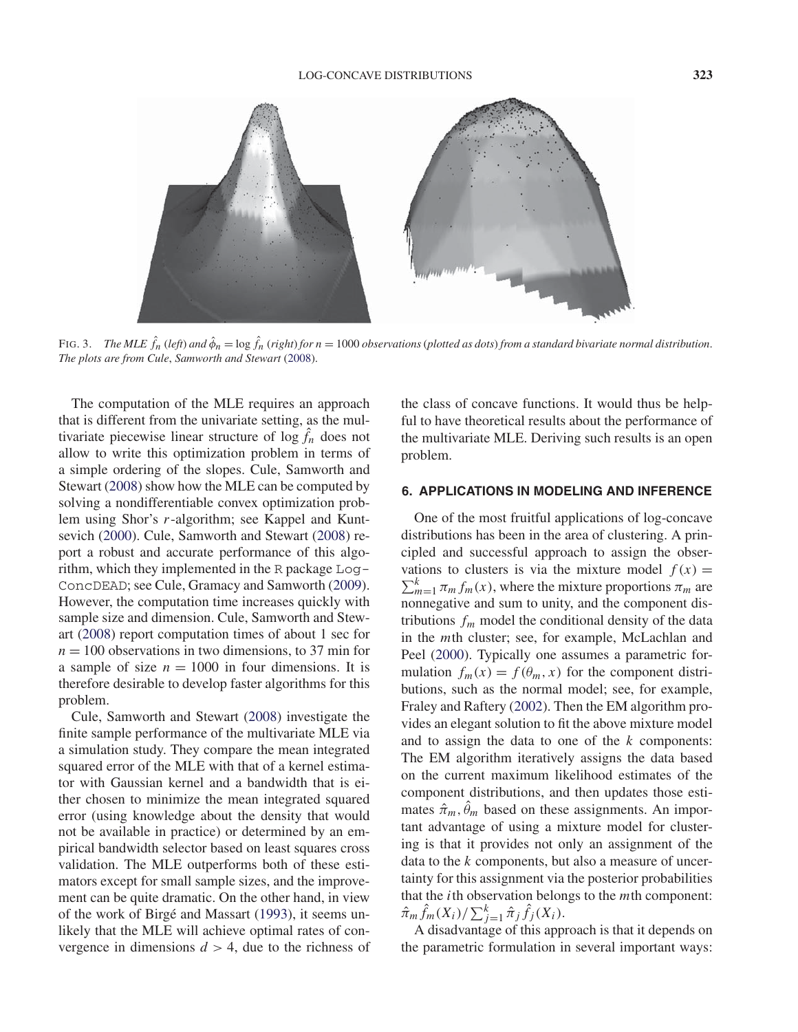FIG. 3. *The MLE $\hat{f}_n$ (left) and $\hat{\phi}_n = \log \hat{f}_n$ (right) for $n = 1000$ observations (plotted as dots) from a standard bivariate normal distribution. The plots are from Cule, Samworth and Stewart (2008).*

The computation of the MLE requires an approach that is different from the univariate setting, as the multivariate piecewise linear structure of $\log \hat{f}_n$ does not allow to write this optimization problem in terms of a simple ordering of the slopes. Cule, Samworth and Stewart (2008) show how the MLE can be computed by solving a nondifferentiable convex optimization problem using Shor's $r$-algorithm; see Kappel and Kuntsevich (2000). Cule, Samworth and Stewart (2008) report a robust and accurate performance of this algorithm, which they implemented in the R package `LogConcDEAD`; see Cule, Gramacy and Samworth (2009). However, the computation time increases quickly with sample size and dimension. Cule, Samworth and Stewart (2008) report computation times of about 1 sec for $n = 100$ observations in two dimensions, to 37 min for a sample of size $n = 1000$ in four dimensions. It is therefore desirable to develop faster algorithms for this problem.

Cule, Samworth and Stewart (2008) investigate the finite sample performance of the multivariate MLE via a simulation study. They compare the mean integrated squared error of the MLE with that of a kernel estimator with Gaussian kernel and a bandwidth that is either chosen to minimize the mean integrated squared error (using knowledge about the density that would not be available in practice) or determined by an empirical bandwidth selector based on least squares cross validation. The MLE outperforms both of these estimators except for small sample sizes, and the improvement can be quite dramatic. On the other hand, in view of the work of Birgé and Massart (1993), it seems unlikely that the MLE will achieve optimal rates of convergence in dimensions $d > 4$, due to the richness of the class of concave functions. It would thus be helpful to have theoretical results about the performance of the multivariate MLE. Deriving such results is an open problem.

## 6. APPLICATIONS IN MODELING AND INFERENCE

One of the most fruitful applications of log-concave distributions has been in the area of clustering. A principled and successful approach to assign the observations to clusters is via the mixture model $f(x) = \sum_{m=1}^{k} \pi_m f_m(x)$, where the mixture proportions $\pi_m$ are nonnegative and sum to unity, and the component distributions $f_m$ model the conditional density of the data in the $m$th cluster; see, for example, McLachlan and Peel (2000). Typically one assumes a parametric formulation $f_m(x) = f(\theta_m, x)$ for the component distributions, such as the normal model; see, for example, Fraley and Raftery (2002). Then the EM algorithm provides an elegant solution to fit the above mixture model and to assign the data to one of the $k$ components: The EM algorithm iteratively assigns the data based on the current maximum likelihood estimates of the component distributions, and then updates those estimates $\hat{\pi}_m, \hat{\theta}_m$ based on these assignments. An important advantage of using a mixture model for clustering is that it provides not only an assignment of the data to the $k$ components, but also a measure of uncertainty for this assignment via the posterior probabilities that the $i$th observation belongs to the $m$th component: $\hat{\pi}_m \hat{f}_m(X_i) / \sum_{j=1}^{k} \hat{\pi}_j \hat{f}_j(X_i)$.

A disadvantage of this approach is that it depends on the parametric formulation in several important ways: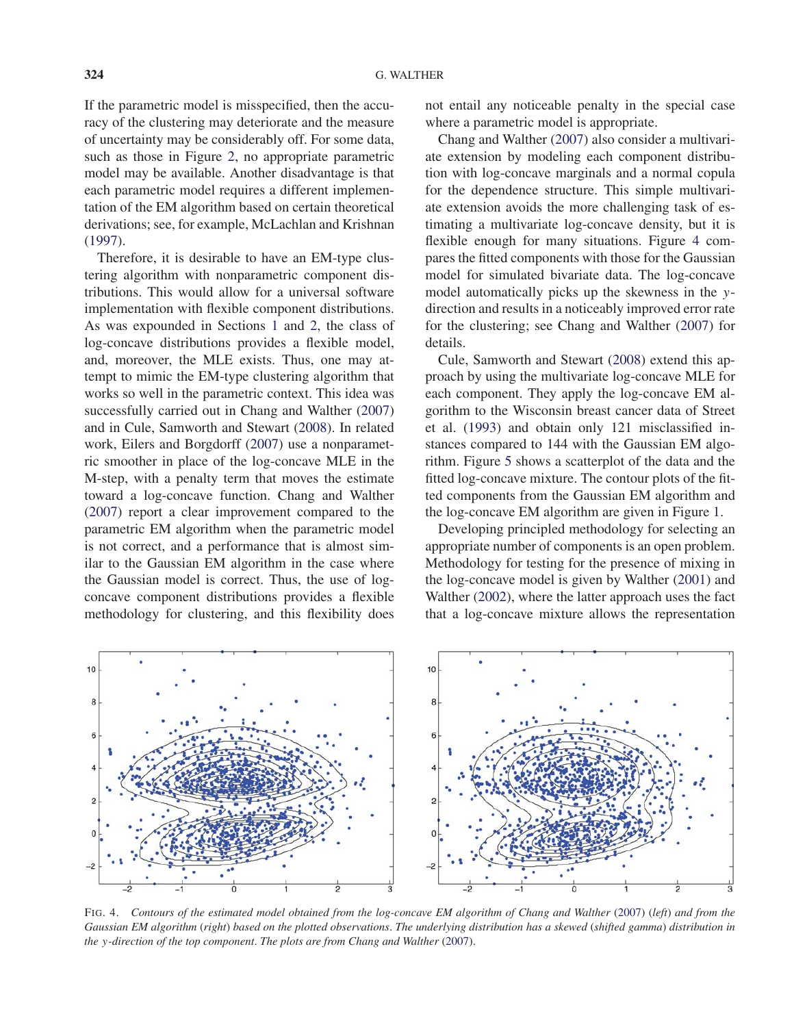If the parametric model is misspecified, then the accuracy of the clustering may deteriorate and the measure of uncertainty may be considerably off. For some data, such as those in Figure 2, no appropriate parametric model may be available. Another disadvantage is that each parametric model requires a different implementation of the EM algorithm based on certain theoretical derivations; see, for example, McLachlan and Krishnan (1997).

Therefore, it is desirable to have an EM-type clustering algorithm with nonparametric component distributions. This would allow for a universal software implementation with flexible component distributions. As was expounded in Sections 1 and 2, the class of log-concave distributions provides a flexible model, and, moreover, the MLE exists. Thus, one may attempt to mimic the EM-type clustering algorithm that works so well in the parametric context. This idea was successfully carried out in Chang and Walther (2007) and in Cule, Samworth and Stewart (2008). In related work, Eilers and Borgdorff (2007) use a nonparametric smoother in place of the log-concave MLE in the M-step, with a penalty term that moves the estimate toward a log-concave function. Chang and Walther (2007) report a clear improvement compared to the parametric EM algorithm when the parametric model is not correct, and a performance that is almost similar to the Gaussian EM algorithm in the case where the Gaussian model is correct. Thus, the use of log-concave component distributions provides a flexible methodology for clustering, and this flexibility does not entail any noticeable penalty in the special case where a parametric model is appropriate.

Chang and Walther (2007) also consider a multivariate extension by modeling each component distribution with log-concave marginals and a normal copula for the dependence structure. This simple multivariate extension avoids the more challenging task of estimating a multivariate log-concave density, but it is flexible enough for many situations. Figure 4 compares the fitted components with those for the Gaussian model for simulated bivariate data. The log-concave model automatically picks up the skewness in the $y$-direction and results in a noticeably improved error rate for the clustering; see Chang and Walther (2007) for details.

Cule, Samworth and Stewart (2008) extend this approach by using the multivariate log-concave MLE for each component. They apply the log-concave EM algorithm to the Wisconsin breast cancer data of Street et al. (1993) and obtain only 121 misclassified instances compared to 144 with the Gaussian EM algorithm. Figure 5 shows a scatterplot of the data and the fitted log-concave mixture. The contour plots of the fitted components from the Gaussian EM algorithm and the log-concave EM algorithm are given in Figure 1.

Developing principled methodology for selecting an appropriate number of components is an open problem. Methodology for testing for the presence of mixing in the log-concave model is given by Walther (2001) and Walther (2002), where the latter approach uses the fact that a log-concave mixture allows the representation

FIG. 4. *Contours of the estimated model obtained from the log-concave EM algorithm of Chang and Walther (2007) (left) and from the Gaussian EM algorithm (right) based on the plotted observations. The underlying distribution has a skewed (shifted gamma) distribution in the $y$-direction of the top component. The plots are from Chang and Walther (2007).*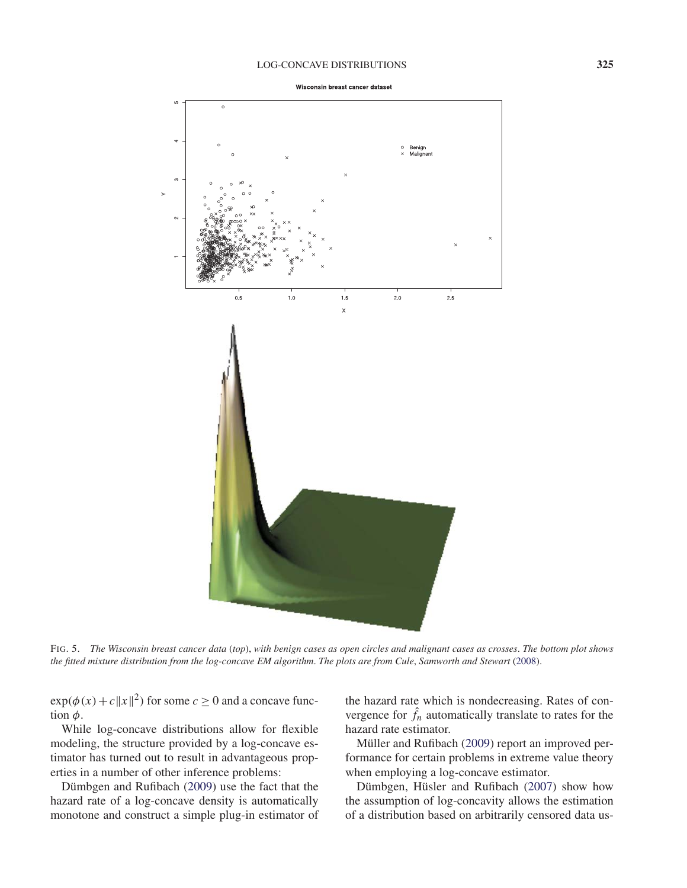FIG. 5. *The Wisconsin breast cancer data* (*top*), *with benign cases as open circles and malignant cases as crosses*. *The bottom plot shows the fitted mixture distribution from the log-concave EM algorithm*. *The plots are from Cule*, *Samworth and Stewart* (2008).

$\exp(\phi(x) + c\|x\|^2)$ for some $c \geq 0$ and a concave function $\phi$.

While log-concave distributions allow for flexible modeling, the structure provided by a log-concave estimator has turned out to result in advantageous properties in a number of other inference problems:

Dümbgen and Rufibach (2009) use the fact that the hazard rate of a log-concave density is automatically monotone and construct a simple plug-in estimator of the hazard rate which is nondecreasing. Rates of convergence for $\hat{f}_n$ automatically translate to rates for the hazard rate estimator.

Müller and Rufibach (2009) report an improved performance for certain problems in extreme value theory when employing a log-concave estimator.

Dümbgen, Hüsler and Rufibach (2007) show how the assumption of log-concavity allows the estimation of a distribution based on arbitrarily censored data us-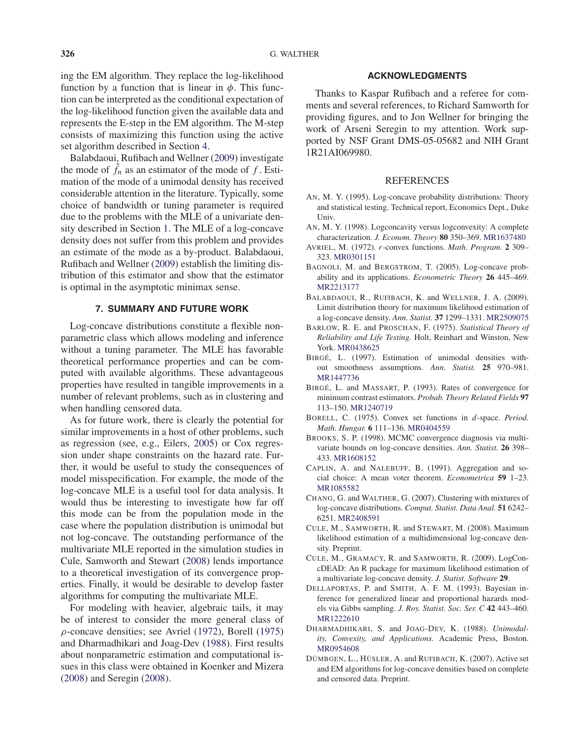ing the EM algorithm. They replace the log-likelihood function by a function that is linear in $\phi$. This function can be interpreted as the conditional expectation of the log-likelihood function given the available data and represents the E-step in the EM algorithm. The M-step consists of maximizing this function using the active set algorithm described in Section 4.

Balabdaoui, Rufibach and Wellner (2009) investigate the mode of $\hat{f}_n$ as an estimator of the mode of $f$. Estimation of the mode of a unimodal density has received considerable attention in the literature. Typically, some choice of bandwidth or tuning parameter is required due to the problems with the MLE of a univariate density described in Section 1. The MLE of a log-concave density does not suffer from this problem and provides an estimate of the mode as a by-product. Balabdaoui, Rufibach and Wellner (2009) establish the limiting distribution of this estimator and show that the estimator is optimal in the asymptotic minimax sense.

## 7. SUMMARY AND FUTURE WORK

Log-concave distributions constitute a flexible nonparametric class which allows modeling and inference without a tuning parameter. The MLE has favorable theoretical performance properties and can be computed with available algorithms. These advantageous properties have resulted in tangible improvements in a number of relevant problems, such as in clustering and when handling censored data.

As for future work, there is clearly the potential for similar improvements in a host of other problems, such as regression (see, e.g., Eilers, 2005) or Cox regression under shape constraints on the hazard rate. Further, it would be useful to study the consequences of model misspecification. For example, the mode of the log-concave MLE is a useful tool for data analysis. It would thus be interesting to investigate how far off this mode can be from the population mode in the case where the population distribution is unimodal but not log-concave. The outstanding performance of the multivariate MLE reported in the simulation studies in Cule, Samworth and Stewart (2008) lends importance to a theoretical investigation of its convergence properties. Finally, it would be desirable to develop faster algorithms for computing the multivariate MLE.

For modeling with heavier, algebraic tails, it may be of interest to consider the more general class of $\rho$-concave densities; see Avriel (1972), Borell (1975) and Dharmadhikari and Joag-Dev (1988). First results about nonparametric estimation and computational issues in this class were obtained in Koenker and Mizera (2008) and Seregin (2008).

## ACKNOWLEDGMENTS

Thanks to Kaspar Rufibach and a referee for comments and several references, to Richard Samworth for providing figures, and to Jon Wellner for bringing the work of Arseni Seregin to my attention. Work supported by NSF Grant DMS-05-05682 and NIH Grant 1R21AI069980.

## REFERENCES

AN, M. Y. (1995). Log-concave probability distributions: Theory and statistical testing. Technical report, Economics Dept., Duke Univ.

AN, M. Y. (1998). Logconcavity versus logconvexity: A complete characterization. *J. Econom. Theory* **80** 350–369. MR1637480

AVRIEL, M. (1972). $r$-convex functions. *Math. Program.* **2** 309–323. MR0301151

BAGNOLI, M. and BERGSTROM, T. (2005). Log-concave probability and its applications. *Econometric Theory* **26** 445–469. MR2213177

BALABDAOUI, R., RUFIBACH, K. and WELLNER, J. A. (2009). Limit distribution theory for maximum likelihood estimation of a log-concave density. *Ann. Statist.* **37** 1299–1331. MR2509075

BARLOW, R. E. and PROSCHAN, F. (1975). *Statistical Theory of Reliability and Life Testing.* Holt, Reinhart and Winston, New York. MR0438625

BIRGÉ, L. (1997). Estimation of unimodal densities without smoothness assumptions. *Ann. Statist.* **25** 970–981. MR1447736

BIRGÉ, L. and MASSART, P. (1993). Rates of convergence for minimum contrast estimators. *Probab. Theory Related Fields* **97** 113–150. MR1240719

BORELL, C. (1975). Convex set functions in $d$-space. *Period. Math. Hungar.* **6** 111–136. MR0404559

BROOKS, S. P. (1998). MCMC convergence diagnosis via multivariate bounds on log-concave densities. *Ann. Statist.* **26** 398–433. MR1608152

CAPLIN, A. and NALEBUFF, B. (1991). Aggregation and social choice: A mean voter theorem. *Econometrica* **59** 1–23. MR1085582

CHANG, G. and WALTHER, G. (2007). Clustering with mixtures of log-concave distributions. *Comput. Statist. Data Anal.* **51** 6242–6251. MR2408591

CULE, M., SAMWORTH, R. and STEWART, M. (2008). Maximum likelihood estimation of a multidimensional log-concave density. Preprint.

CULE, M., GRAMACY, R. and SAMWORTH, R. (2009). LogConcDEAD: An R package for maximum likelihood estimation of a multivariate log-concave density. *J. Statist. Software* **29**.

DELLAPORTAS, P. and SMITH, A. F. M. (1993). Bayesian inference for generalized linear and proportional hazards models via Gibbs sampling. *J. Roy. Statist. Soc. Ser. C* **42** 443–460. MR1222610

DHARMADHIKARI, S. and JOAG-DEV, K. (1988). *Unimodality, Convexity, and Applications*. Academic Press, Boston. MR0954608

DÜMBGEN, L., HÜSLER, A. and RUFIBACH, K. (2007). Active set and EM algorithms for log-concave densities based on complete and censored data. Preprint.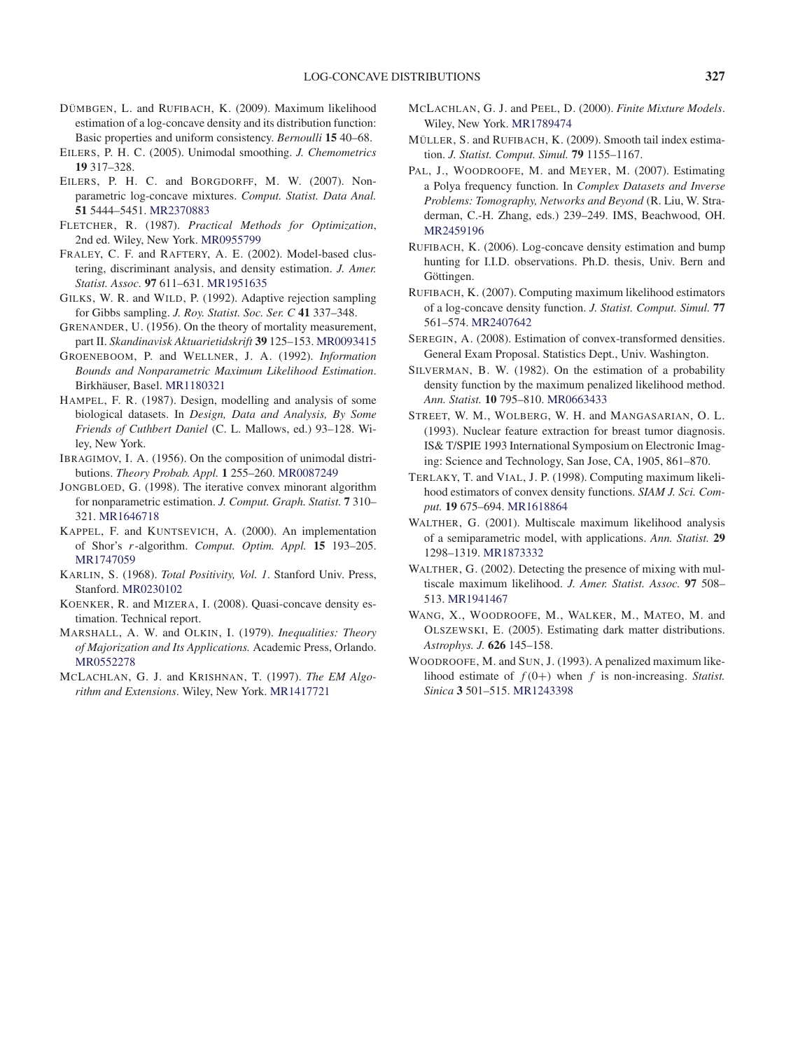DÜMBGEN, L. and RUFIBACH, K. (2009). Maximum likelihood estimation of a log-concave density and its distribution function: Basic properties and uniform consistency. *Bernoulli* **15** 40–68.

EILERS, P. H. C. (2005). Unimodal smoothing. *J. Chemometrics* **19** 317–328.

EILERS, P. H. C. and BORGDORFF, M. W. (2007). Nonparametric log-concave mixtures. *Comput. Statist. Data Anal.* **51** 5444–5451. MR2370883

FLETCHER, R. (1987). *Practical Methods for Optimization*, 2nd ed. Wiley, New York. MR0955799

FRALEY, C. F. and RAFTERY, A. E. (2002). Model-based clustering, discriminant analysis, and density estimation. *J. Amer. Statist. Assoc.* **97** 611–631. MR1951635

GILKS, W. R. and WILD, P. (1992). Adaptive rejection sampling for Gibbs sampling. *J. Roy. Statist. Soc. Ser. C* **41** 337–348.

GRENANDER, U. (1956). On the theory of mortality measurement, part II. *Skandinavisk Aktuarietidskrift* **39** 125–153. MR0093415

GROENEBOOM, P. and WELLNER, J. A. (1992). *Information Bounds and Nonparametric Maximum Likelihood Estimation*. Birkhäuser, Basel. MR1180321

HAMPEL, F. R. (1987). Design, modelling and analysis of some biological datasets. In *Design, Data and Analysis, By Some Friends of Cuthbert Daniel* (C. L. Mallows, ed.) 93–128. Wiley, New York.

IBRAGIMOV, I. A. (1956). On the composition of unimodal distributions. *Theory Probab. Appl.* **1** 255–260. MR0087249

JONGBLOED, G. (1998). The iterative convex minorant algorithm for nonparametric estimation. *J. Comput. Graph. Statist.* **7** 310–321. MR1646718

KAPPEL, F. and KUNTSEVICH, A. (2000). An implementation of Shor's $r$-algorithm. *Comput. Optim. Appl.* **15** 193–205. MR1747059

KARLIN, S. (1968). *Total Positivity, Vol. 1*. Stanford Univ. Press, Stanford. MR0230102

KOENKER, R. and MIZERA, I. (2008). Quasi-concave density estimation. Technical report.

MARSHALL, A. W. and OLKIN, I. (1979). *Inequalities: Theory of Majorization and Its Applications.* Academic Press, Orlando. MR0552278

MCLACHLAN, G. J. and KRISHNAN, T. (1997). *The EM Algorithm and Extensions*. Wiley, New York. MR1417721

MCLACHLAN, G. J. and PEEL, D. (2000). *Finite Mixture Models*. Wiley, New York. MR1789474

MÜLLER, S. and RUFIBACH, K. (2009). Smooth tail index estimation. *J. Statist. Comput. Simul.* **79** 1155–1167.

PAL, J., WOODROOFE, M. and MEYER, M. (2007). Estimating a Polya frequency function. In *Complex Datasets and Inverse Problems: Tomography, Networks and Beyond* (R. Liu, W. Straderman, C.-H. Zhang, eds.) 239–249. IMS, Beachwood, OH. MR2459196

RUFIBACH, K. (2006). Log-concave density estimation and bump hunting for I.I.D. observations. Ph.D. thesis, Univ. Bern and Göttingen.

RUFIBACH, K. (2007). Computing maximum likelihood estimators of a log-concave density function. *J. Statist. Comput. Simul.* **77** 561–574. MR2407642

SEREGIN, A. (2008). Estimation of convex-transformed densities. General Exam Proposal. Statistics Dept., Univ. Washington.

SILVERMAN, B. W. (1982). On the estimation of a probability density function by the maximum penalized likelihood method. *Ann. Statist.* **10** 795–810. MR0663433

STREET, W. M., WOLBERG, W. H. and MANGASARIAN, O. L. (1993). Nuclear feature extraction for breast tumor diagnosis. IS& T/SPIE 1993 International Symposium on Electronic Imaging: Science and Technology, San Jose, CA, 1905, 861–870.

TERLAKY, T. and VIAL, J. P. (1998). Computing maximum likelihood estimators of convex density functions. *SIAM J. Sci. Comput.* **19** 675–694. MR1618864

WALTHER, G. (2001). Multiscale maximum likelihood analysis of a semiparametric model, with applications. *Ann. Statist.* **29** 1298–1319. MR1873332

WALTHER, G. (2002). Detecting the presence of mixing with multiscale maximum likelihood. *J. Amer. Statist. Assoc.* **97** 508–513. MR1941467

WANG, X., WOODROOFE, M., WALKER, M., MATEO, M. and OLSZEWSKI, E. (2005). Estimating dark matter distributions. *Astrophys. J.* **626** 145–158.

WOODROOFE, M. and SUN, J. (1993). A penalized maximum likelihood estimate of $f(0+)$ when $f$ is non-increasing. *Statist. Sinica* **3** 501–515. MR1243398